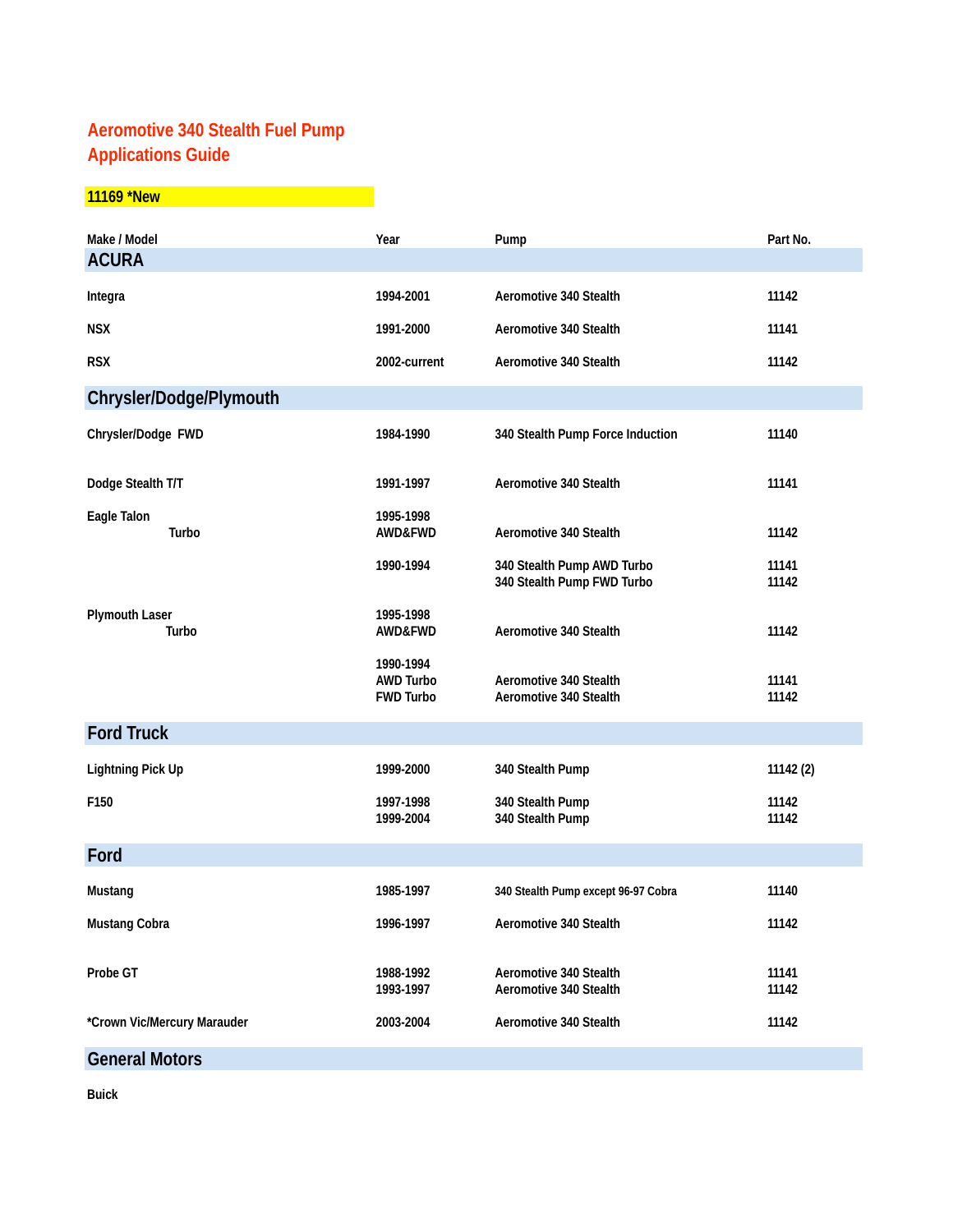# Aeromotive 340 Stealth Fuel Pump Applications Guide

**11169 *New**

| Make / Model | Year | Pump | Part No. |
|---|---|---|---|
| **ACURA** | | | |
| Integra | 1994-2001 | Aeromotive 340 Stealth | 11142 |
| NSX | 1991-2000 | Aeromotive 340 Stealth | 11141 |
| RSX | 2002-current | Aeromotive 340 Stealth | 11142 |
| **Chrysler/Dodge/Plymouth** | | | |
| Chrysler/Dodge FWD | 1984-1990 | 340 Stealth Pump Force Induction | 11140 |
| Dodge Stealth T/T | 1991-1997 | Aeromotive 340 Stealth | 11141 |
| Eagle Talon Turbo | 1995-1998 AWD&FWD | Aeromotive 340 Stealth | 11142 |
| | 1990-1994 | 340 Stealth Pump AWD Turbo | 11141 |
| | | 340 Stealth Pump FWD Turbo | 11142 |
| Plymouth Laser Turbo | 1995-1998 AWD&FWD | Aeromotive 340 Stealth | 11142 |
| | 1990-1994 AWD Turbo | Aeromotive 340 Stealth | 11141 |
| | FWD Turbo | Aeromotive 340 Stealth | 11142 |
| **Ford Truck** | | | |
| Lightning Pick Up | 1999-2000 | 340 Stealth Pump | 11142 (2) |
| F150 | 1997-1998 | 340 Stealth Pump | 11142 |
| | 1999-2004 | 340 Stealth Pump | 11142 |
| **Ford** | | | |
| Mustang | 1985-1997 | 340 Stealth Pump except 96-97 Cobra | 11140 |
| Mustang Cobra | 1996-1997 | Aeromotive 340 Stealth | 11142 |
| Probe GT | 1988-1992 | Aeromotive 340 Stealth | 11141 |
| | 1993-1997 | Aeromotive 340 Stealth | 11142 |
| *Crown Vic/Mercury Marauder | 2003-2004 | Aeromotive 340 Stealth | 11142 |
| **General Motors** | | | |
| Buick | | | |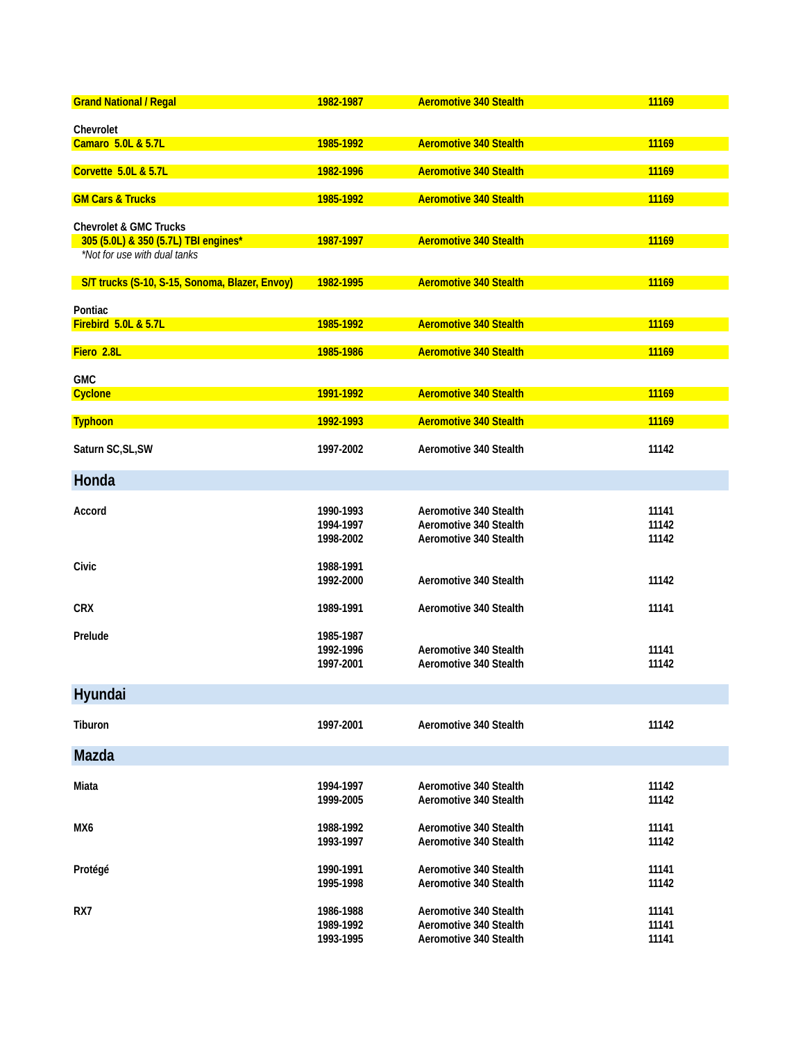| | | | |
|---|---|---|---|
| **Grand National / Regal** | **1982-1987** | **Aeromotive 340 Stealth** | **11169** |
| Chevrolet | | | |
| **Camaro 5.0L & 5.7L** | **1985-1992** | **Aeromotive 340 Stealth** | **11169** |
| **Corvette 5.0L & 5.7L** | **1982-1996** | **Aeromotive 340 Stealth** | **11169** |
| **GM Cars & Trucks** | **1985-1992** | **Aeromotive 340 Stealth** | **11169** |
| Chevrolet & GMC Trucks | | | |
| **305 (5.0L) & 350 (5.7L) TBI engines*** | **1987-1997** | **Aeromotive 340 Stealth** | **11169** |
| *Not for use with dual tanks* | | | |
| **S/T trucks (S-10, S-15, Sonoma, Blazer, Envoy)** | **1982-1995** | **Aeromotive 340 Stealth** | **11169** |
| Pontiac | | | |
| **Firebird 5.0L & 5.7L** | **1985-1992** | **Aeromotive 340 Stealth** | **11169** |
| **Fiero 2.8L** | **1985-1986** | **Aeromotive 340 Stealth** | **11169** |
| GMC | | | |
| **Cyclone** | **1991-1992** | **Aeromotive 340 Stealth** | **11169** |
| **Typhoon** | **1992-1993** | **Aeromotive 340 Stealth** | **11169** |
| Saturn SC,SL,SW | 1997-2002 | Aeromotive 340 Stealth | 11142 |

## Honda

| | | | |
|---|---|---|---|
| Accord | 1990-1993 | Aeromotive 340 Stealth | 11141 |
| | 1994-1997 | Aeromotive 340 Stealth | 11142 |
| | 1998-2002 | Aeromotive 340 Stealth | 11142 |
| Civic | 1988-1991 | | |
| | 1992-2000 | Aeromotive 340 Stealth | 11142 |
| CRX | 1989-1991 | Aeromotive 340 Stealth | 11141 |
| Prelude | 1985-1987 | | |
| | 1992-1996 | Aeromotive 340 Stealth | 11141 |
| | 1997-2001 | Aeromotive 340 Stealth | 11142 |

## Hyundai

| | | | |
|---|---|---|---|
| Tiburon | 1997-2001 | Aeromotive 340 Stealth | 11142 |

## Mazda

| | | | |
|---|---|---|---|
| Miata | 1994-1997 | Aeromotive 340 Stealth | 11142 |
| | 1999-2005 | Aeromotive 340 Stealth | 11142 |
| MX6 | 1988-1992 | Aeromotive 340 Stealth | 11141 |
| | 1993-1997 | Aeromotive 340 Stealth | 11142 |
| Protégé | 1990-1991 | Aeromotive 340 Stealth | 11141 |
| | 1995-1998 | Aeromotive 340 Stealth | 11142 |
| RX7 | 1986-1988 | Aeromotive 340 Stealth | 11141 |
| | 1989-1992 | Aeromotive 340 Stealth | 11141 |
| | 1993-1995 | Aeromotive 340 Stealth | 11141 |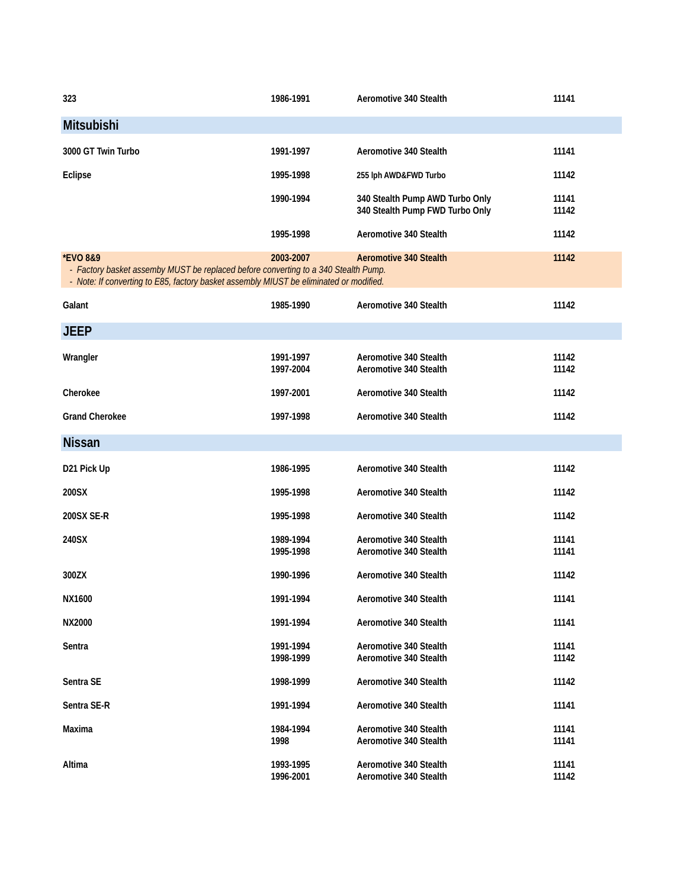| | | | |
|---|---|---|---|
| 323 | 1986-1991 | Aeromotive 340 Stealth | 11141 |

## Mitsubishi

| | | | |
|---|---|---|---|
| 3000 GT Twin Turbo | 1991-1997 | Aeromotive 340 Stealth | 11141 |
| Eclipse | 1995-1998 | 255 lph AWD&FWD Turbo | 11142 |
| | 1990-1994 | 340 Stealth Pump AWD Turbo Only | 11141 |
| | | 340 Stealth Pump FWD Turbo Only | 11142 |
| | 1995-1998 | Aeromotive 340 Stealth | 11142 |
| *EVO 8&9 | 2003-2007 | Aeromotive 340 Stealth | 11142 |

- *Factory basket assemby MUST be replaced before converting to a 340 Stealth Pump.*
- *Note: If converting to E85, factory basket assembly MIUST be eliminated or modified.*

| | | | |
|---|---|---|---|
| Galant | 1985-1990 | Aeromotive 340 Stealth | 11142 |

## JEEP

| | | | |
|---|---|---|---|
| Wrangler | 1991-1997 | Aeromotive 340 Stealth | 11142 |
| | 1997-2004 | Aeromotive 340 Stealth | 11142 |
| Cherokee | 1997-2001 | Aeromotive 340 Stealth | 11142 |
| Grand Cherokee | 1997-1998 | Aeromotive 340 Stealth | 11142 |

## Nissan

| | | | |
|---|---|---|---|
| D21 Pick Up | 1986-1995 | Aeromotive 340 Stealth | 11142 |
| 200SX | 1995-1998 | Aeromotive 340 Stealth | 11142 |
| 200SX SE-R | 1995-1998 | Aeromotive 340 Stealth | 11142 |
| 240SX | 1989-1994 | Aeromotive 340 Stealth | 11141 |
| | 1995-1998 | Aeromotive 340 Stealth | 11141 |
| 300ZX | 1990-1996 | Aeromotive 340 Stealth | 11142 |
| NX1600 | 1991-1994 | Aeromotive 340 Stealth | 11141 |
| NX2000 | 1991-1994 | Aeromotive 340 Stealth | 11141 |
| Sentra | 1991-1994 | Aeromotive 340 Stealth | 11141 |
| | 1998-1999 | Aeromotive 340 Stealth | 11142 |
| Sentra SE | 1998-1999 | Aeromotive 340 Stealth | 11142 |
| Sentra SE-R | 1991-1994 | Aeromotive 340 Stealth | 11141 |
| Maxima | 1984-1994 | Aeromotive 340 Stealth | 11141 |
| | 1998 | Aeromotive 340 Stealth | 11141 |
| Altima | 1993-1995 | Aeromotive 340 Stealth | 11141 |
| | 1996-2001 | Aeromotive 340 Stealth | 11142 |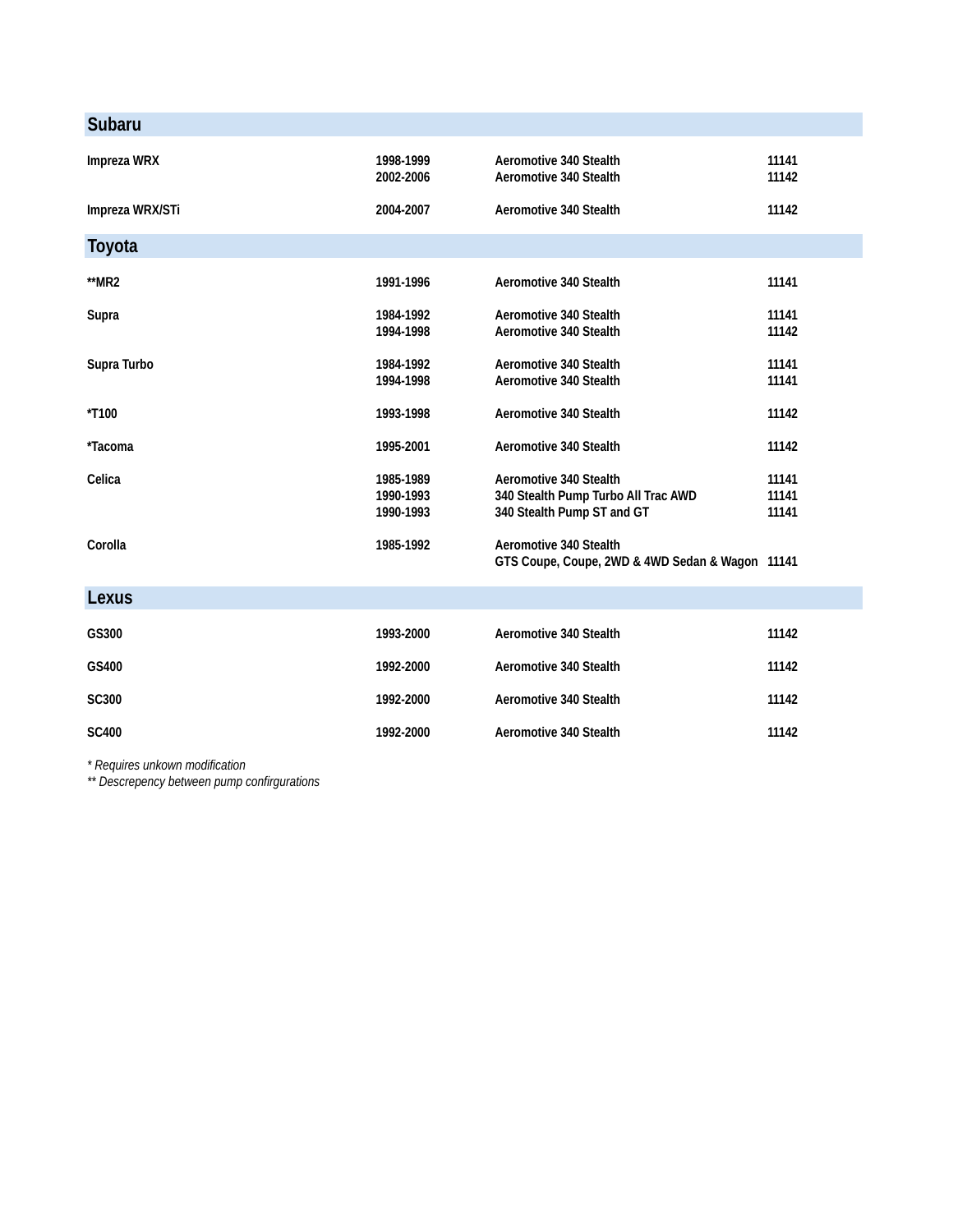## Subaru

| | | | |
|---|---|---|---|
| Impreza WRX | 1998-1999 | Aeromotive 340 Stealth | 11141 |
| | 2002-2006 | Aeromotive 340 Stealth | 11142 |
| Impreza WRX/STi | 2004-2007 | Aeromotive 340 Stealth | 11142 |

## Toyota

| | | | |
|---|---|---|---|
| **MR2 | 1991-1996 | Aeromotive 340 Stealth | 11141 |
| Supra | 1984-1992 | Aeromotive 340 Stealth | 11141 |
| | 1994-1998 | Aeromotive 340 Stealth | 11142 |
| Supra Turbo | 1984-1992 | Aeromotive 340 Stealth | 11141 |
| | 1994-1998 | Aeromotive 340 Stealth | 11141 |
| *T100 | 1993-1998 | Aeromotive 340 Stealth | 11142 |
| *Tacoma | 1995-2001 | Aeromotive 340 Stealth | 11142 |
| Celica | 1985-1989 | Aeromotive 340 Stealth | 11141 |
| | 1990-1993 | 340 Stealth Pump Turbo All Trac AWD | 11141 |
| | 1990-1993 | 340 Stealth Pump ST and GT | 11141 |
| Corolla | 1985-1992 | Aeromotive 340 Stealth GTS Coupe, Coupe, 2WD & 4WD Sedan & Wagon | 11141 |

## Lexus

| | | | |
|---|---|---|---|
| GS300 | 1993-2000 | Aeromotive 340 Stealth | 11142 |
| GS400 | 1992-2000 | Aeromotive 340 Stealth | 11142 |
| SC300 | 1992-2000 | Aeromotive 340 Stealth | 11142 |
| SC400 | 1992-2000 | Aeromotive 340 Stealth | 11142 |

*\* Requires unkown modification*

*\*\* Descrepency between pump confirgurations*